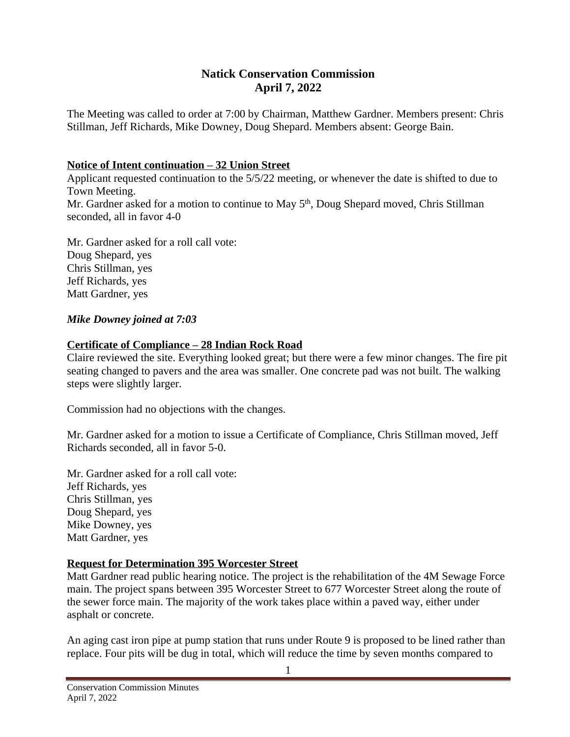# Natick Conservation Commission
## April 7, 2022

The Meeting was called to order at 7:00 by Chairman, Matthew Gardner. Members present: Chris Stillman, Jeff Richards, Mike Downey, Doug Shepard. Members absent: George Bain.

**Notice of Intent continuation – 32 Union Street**

Applicant requested continuation to the 5/5/22 meeting, or whenever the date is shifted to due to Town Meeting.
Mr. Gardner asked for a motion to continue to May 5th, Doug Shepard moved, Chris Stillman seconded, all in favor 4-0

Mr. Gardner asked for a roll call vote:
Doug Shepard, yes
Chris Stillman, yes
Jeff Richards, yes
Matt Gardner, yes

***Mike Downey joined at 7:03***

**Certificate of Compliance – 28 Indian Rock Road**

Claire reviewed the site. Everything looked great; but there were a few minor changes. The fire pit seating changed to pavers and the area was smaller. One concrete pad was not built. The walking steps were slightly larger.

Commission had no objections with the changes.

Mr. Gardner asked for a motion to issue a Certificate of Compliance, Chris Stillman moved, Jeff Richards seconded, all in favor 5-0.

Mr. Gardner asked for a roll call vote:
Jeff Richards, yes
Chris Stillman, yes
Doug Shepard, yes
Mike Downey, yes
Matt Gardner, yes

**Request for Determination 395 Worcester Street**

Matt Gardner read public hearing notice. The project is the rehabilitation of the 4M Sewage Force main. The project spans between 395 Worcester Street to 677 Worcester Street along the route of the sewer force main. The majority of the work takes place within a paved way, either under asphalt or concrete.

An aging cast iron pipe at pump station that runs under Route 9 is proposed to be lined rather than replace. Four pits will be dug in total, which will reduce the time by seven months compared to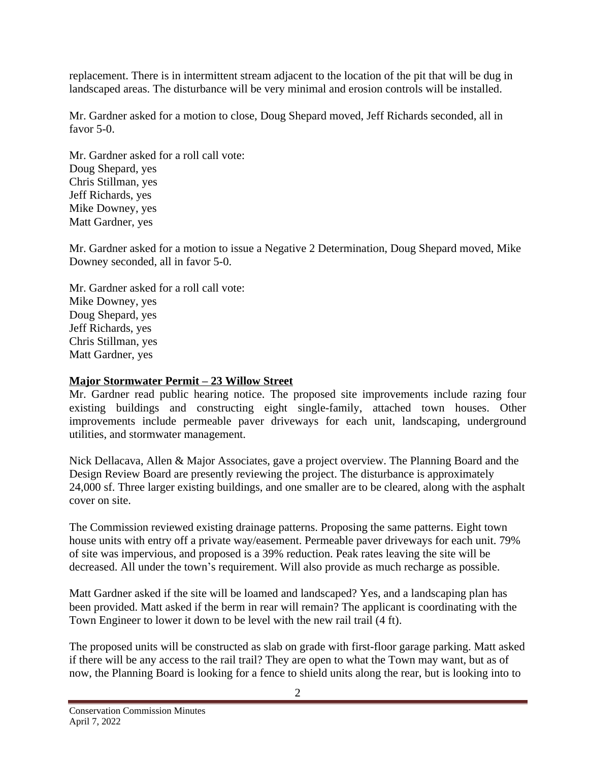replacement. There is in intermittent stream adjacent to the location of the pit that will be dug in landscaped areas. The disturbance will be very minimal and erosion controls will be installed.

Mr. Gardner asked for a motion to close, Doug Shepard moved, Jeff Richards seconded, all in favor 5-0.

Mr. Gardner asked for a roll call vote:
Doug Shepard, yes
Chris Stillman, yes
Jeff Richards, yes
Mike Downey, yes
Matt Gardner, yes

Mr. Gardner asked for a motion to issue a Negative 2 Determination, Doug Shepard moved, Mike Downey seconded, all in favor 5-0.

Mr. Gardner asked for a roll call vote:
Mike Downey, yes
Doug Shepard, yes
Jeff Richards, yes
Chris Stillman, yes
Matt Gardner, yes

**Major Stormwater Permit – 23 Willow Street**

Mr. Gardner read public hearing notice. The proposed site improvements include razing four existing buildings and constructing eight single-family, attached town houses. Other improvements include permeable paver driveways for each unit, landscaping, underground utilities, and stormwater management.

Nick Dellacava, Allen & Major Associates, gave a project overview. The Planning Board and the Design Review Board are presently reviewing the project. The disturbance is approximately 24,000 sf. Three larger existing buildings, and one smaller are to be cleared, along with the asphalt cover on site.

The Commission reviewed existing drainage patterns. Proposing the same patterns. Eight town house units with entry off a private way/easement. Permeable paver driveways for each unit. 79% of site was impervious, and proposed is a 39% reduction. Peak rates leaving the site will be decreased. All under the town's requirement. Will also provide as much recharge as possible.

Matt Gardner asked if the site will be loamed and landscaped? Yes, and a landscaping plan has been provided. Matt asked if the berm in rear will remain? The applicant is coordinating with the Town Engineer to lower it down to be level with the new rail trail (4 ft).

The proposed units will be constructed as slab on grade with first-floor garage parking. Matt asked if there will be any access to the rail trail? They are open to what the Town may want, but as of now, the Planning Board is looking for a fence to shield units along the rear, but is looking into to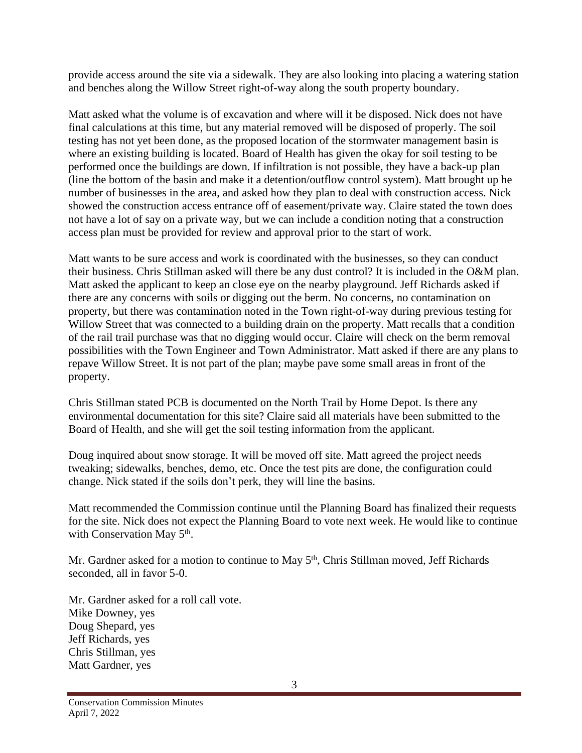provide access around the site via a sidewalk. They are also looking into placing a watering station and benches along the Willow Street right-of-way along the south property boundary.

Matt asked what the volume is of excavation and where will it be disposed. Nick does not have final calculations at this time, but any material removed will be disposed of properly. The soil testing has not yet been done, as the proposed location of the stormwater management basin is where an existing building is located. Board of Health has given the okay for soil testing to be performed once the buildings are down. If infiltration is not possible, they have a back-up plan (line the bottom of the basin and make it a detention/outflow control system). Matt brought up he number of businesses in the area, and asked how they plan to deal with construction access. Nick showed the construction access entrance off of easement/private way. Claire stated the town does not have a lot of say on a private way, but we can include a condition noting that a construction access plan must be provided for review and approval prior to the start of work.

Matt wants to be sure access and work is coordinated with the businesses, so they can conduct their business. Chris Stillman asked will there be any dust control? It is included in the O&M plan. Matt asked the applicant to keep an close eye on the nearby playground. Jeff Richards asked if there are any concerns with soils or digging out the berm. No concerns, no contamination on property, but there was contamination noted in the Town right-of-way during previous testing for Willow Street that was connected to a building drain on the property. Matt recalls that a condition of the rail trail purchase was that no digging would occur. Claire will check on the berm removal possibilities with the Town Engineer and Town Administrator. Matt asked if there are any plans to repave Willow Street. It is not part of the plan; maybe pave some small areas in front of the property.

Chris Stillman stated PCB is documented on the North Trail by Home Depot. Is there any environmental documentation for this site? Claire said all materials have been submitted to the Board of Health, and she will get the soil testing information from the applicant.

Doug inquired about snow storage. It will be moved off site. Matt agreed the project needs tweaking; sidewalks, benches, demo, etc. Once the test pits are done, the configuration could change. Nick stated if the soils don't perk, they will line the basins.

Matt recommended the Commission continue until the Planning Board has finalized their requests for the site. Nick does not expect the Planning Board to vote next week. He would like to continue with Conservation May 5th.

Mr. Gardner asked for a motion to continue to May 5th, Chris Stillman moved, Jeff Richards seconded, all in favor 5-0.

Mr. Gardner asked for a roll call vote.
Mike Downey, yes
Doug Shepard, yes
Jeff Richards, yes
Chris Stillman, yes
Matt Gardner, yes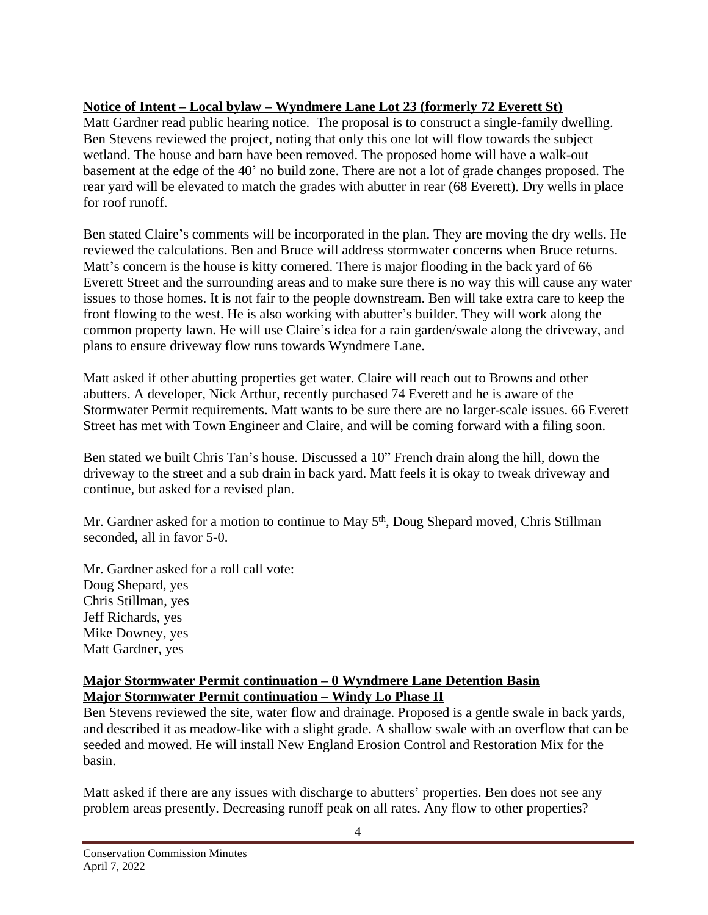**Notice of Intent – Local bylaw – Wyndmere Lane Lot 23 (formerly 72 Everett St)**

Matt Gardner read public hearing notice. The proposal is to construct a single-family dwelling. Ben Stevens reviewed the project, noting that only this one lot will flow towards the subject wetland. The house and barn have been removed. The proposed home will have a walk-out basement at the edge of the 40' no build zone. There are not a lot of grade changes proposed. The rear yard will be elevated to match the grades with abutter in rear (68 Everett). Dry wells in place for roof runoff.

Ben stated Claire's comments will be incorporated in the plan. They are moving the dry wells. He reviewed the calculations. Ben and Bruce will address stormwater concerns when Bruce returns. Matt's concern is the house is kitty cornered. There is major flooding in the back yard of 66 Everett Street and the surrounding areas and to make sure there is no way this will cause any water issues to those homes. It is not fair to the people downstream. Ben will take extra care to keep the front flowing to the west. He is also working with abutter's builder. They will work along the common property lawn. He will use Claire's idea for a rain garden/swale along the driveway, and plans to ensure driveway flow runs towards Wyndmere Lane.

Matt asked if other abutting properties get water. Claire will reach out to Browns and other abutters. A developer, Nick Arthur, recently purchased 74 Everett and he is aware of the Stormwater Permit requirements. Matt wants to be sure there are no larger-scale issues. 66 Everett Street has met with Town Engineer and Claire, and will be coming forward with a filing soon.

Ben stated we built Chris Tan's house. Discussed a 10" French drain along the hill, down the driveway to the street and a sub drain in back yard. Matt feels it is okay to tweak driveway and continue, but asked for a revised plan.

Mr. Gardner asked for a motion to continue to May 5th, Doug Shepard moved, Chris Stillman seconded, all in favor 5-0.

Mr. Gardner asked for a roll call vote:
Doug Shepard, yes
Chris Stillman, yes
Jeff Richards, yes
Mike Downey, yes
Matt Gardner, yes

**Major Stormwater Permit continuation – 0 Wyndmere Lane Detention Basin**
**Major Stormwater Permit continuation – Windy Lo Phase II**

Ben Stevens reviewed the site, water flow and drainage. Proposed is a gentle swale in back yards, and described it as meadow-like with a slight grade. A shallow swale with an overflow that can be seeded and mowed. He will install New England Erosion Control and Restoration Mix for the basin.

Matt asked if there are any issues with discharge to abutters' properties. Ben does not see any problem areas presently. Decreasing runoff peak on all rates. Any flow to other properties?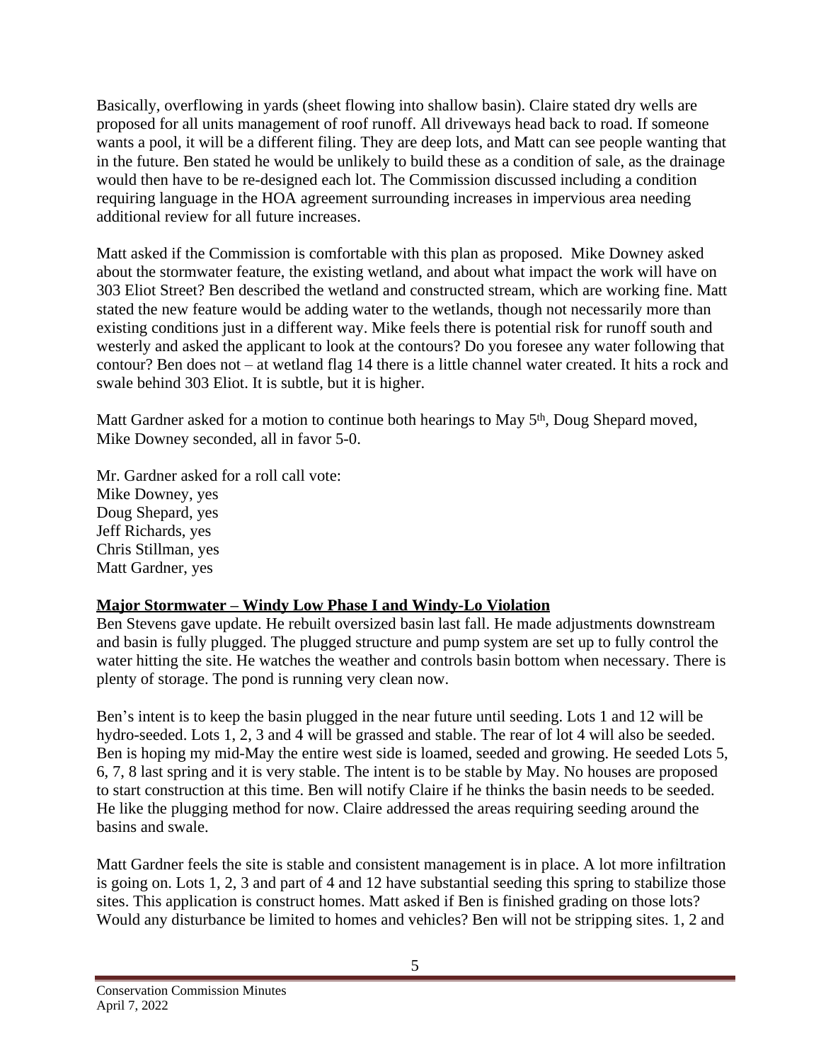Basically, overflowing in yards (sheet flowing into shallow basin). Claire stated dry wells are proposed for all units management of roof runoff. All driveways head back to road. If someone wants a pool, it will be a different filing. They are deep lots, and Matt can see people wanting that in the future. Ben stated he would be unlikely to build these as a condition of sale, as the drainage would then have to be re-designed each lot. The Commission discussed including a condition requiring language in the HOA agreement surrounding increases in impervious area needing additional review for all future increases.

Matt asked if the Commission is comfortable with this plan as proposed. Mike Downey asked about the stormwater feature, the existing wetland, and about what impact the work will have on 303 Eliot Street? Ben described the wetland and constructed stream, which are working fine. Matt stated the new feature would be adding water to the wetlands, though not necessarily more than existing conditions just in a different way. Mike feels there is potential risk for runoff south and westerly and asked the applicant to look at the contours? Do you foresee any water following that contour? Ben does not – at wetland flag 14 there is a little channel water created. It hits a rock and swale behind 303 Eliot. It is subtle, but it is higher.

Matt Gardner asked for a motion to continue both hearings to May 5th, Doug Shepard moved, Mike Downey seconded, all in favor 5-0.

Mr. Gardner asked for a roll call vote:
Mike Downey, yes
Doug Shepard, yes
Jeff Richards, yes
Chris Stillman, yes
Matt Gardner, yes

**Major Stormwater – Windy Low Phase I and Windy-Lo Violation**

Ben Stevens gave update. He rebuilt oversized basin last fall. He made adjustments downstream and basin is fully plugged. The plugged structure and pump system are set up to fully control the water hitting the site. He watches the weather and controls basin bottom when necessary. There is plenty of storage. The pond is running very clean now.

Ben's intent is to keep the basin plugged in the near future until seeding. Lots 1 and 12 will be hydro-seeded. Lots 1, 2, 3 and 4 will be grassed and stable. The rear of lot 4 will also be seeded. Ben is hoping my mid-May the entire west side is loamed, seeded and growing. He seeded Lots 5, 6, 7, 8 last spring and it is very stable. The intent is to be stable by May. No houses are proposed to start construction at this time. Ben will notify Claire if he thinks the basin needs to be seeded. He like the plugging method for now. Claire addressed the areas requiring seeding around the basins and swale.

Matt Gardner feels the site is stable and consistent management is in place. A lot more infiltration is going on. Lots 1, 2, 3 and part of 4 and 12 have substantial seeding this spring to stabilize those sites. This application is construct homes. Matt asked if Ben is finished grading on those lots? Would any disturbance be limited to homes and vehicles? Ben will not be stripping sites. 1, 2 and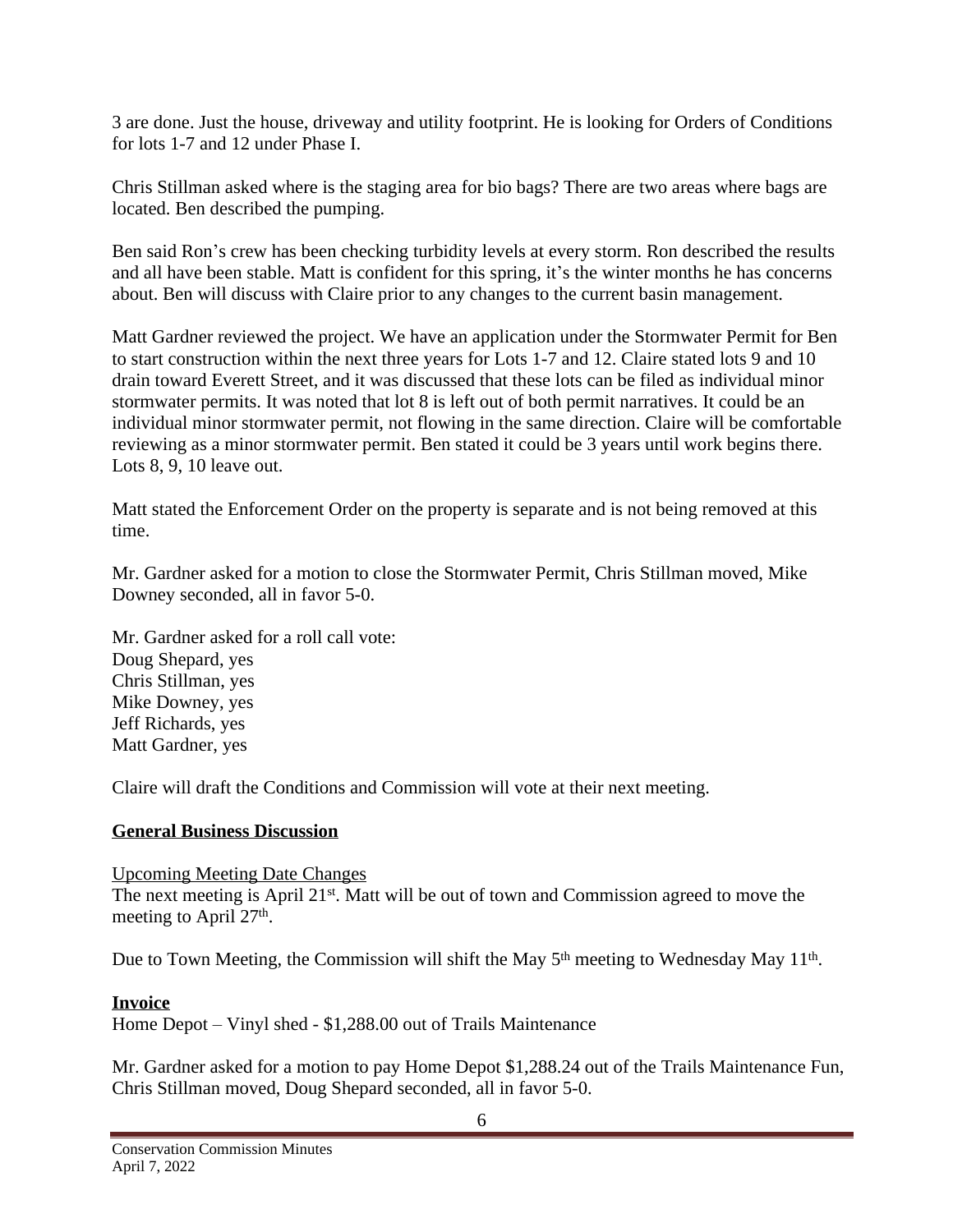3 are done. Just the house, driveway and utility footprint. He is looking for Orders of Conditions for lots 1-7 and 12 under Phase I.

Chris Stillman asked where is the staging area for bio bags? There are two areas where bags are located. Ben described the pumping.

Ben said Ron's crew has been checking turbidity levels at every storm. Ron described the results and all have been stable. Matt is confident for this spring, it's the winter months he has concerns about. Ben will discuss with Claire prior to any changes to the current basin management.

Matt Gardner reviewed the project. We have an application under the Stormwater Permit for Ben to start construction within the next three years for Lots 1-7 and 12. Claire stated lots 9 and 10 drain toward Everett Street, and it was discussed that these lots can be filed as individual minor stormwater permits. It was noted that lot 8 is left out of both permit narratives. It could be an individual minor stormwater permit, not flowing in the same direction. Claire will be comfortable reviewing as a minor stormwater permit. Ben stated it could be 3 years until work begins there. Lots 8, 9, 10 leave out.

Matt stated the Enforcement Order on the property is separate and is not being removed at this time.

Mr. Gardner asked for a motion to close the Stormwater Permit, Chris Stillman moved, Mike Downey seconded, all in favor 5-0.

Mr. Gardner asked for a roll call vote:
Doug Shepard, yes
Chris Stillman, yes
Mike Downey, yes
Jeff Richards, yes
Matt Gardner, yes

Claire will draft the Conditions and Commission will vote at their next meeting.

## General Business Discussion

Upcoming Meeting Date Changes
The next meeting is April 21st. Matt will be out of town and Commission agreed to move the meeting to April 27th.

Due to Town Meeting, the Commission will shift the May 5th meeting to Wednesday May 11th.

## Invoice

Home Depot – Vinyl shed - $1,288.00 out of Trails Maintenance

Mr. Gardner asked for a motion to pay Home Depot $1,288.24 out of the Trails Maintenance Fun, Chris Stillman moved, Doug Shepard seconded, all in favor 5-0.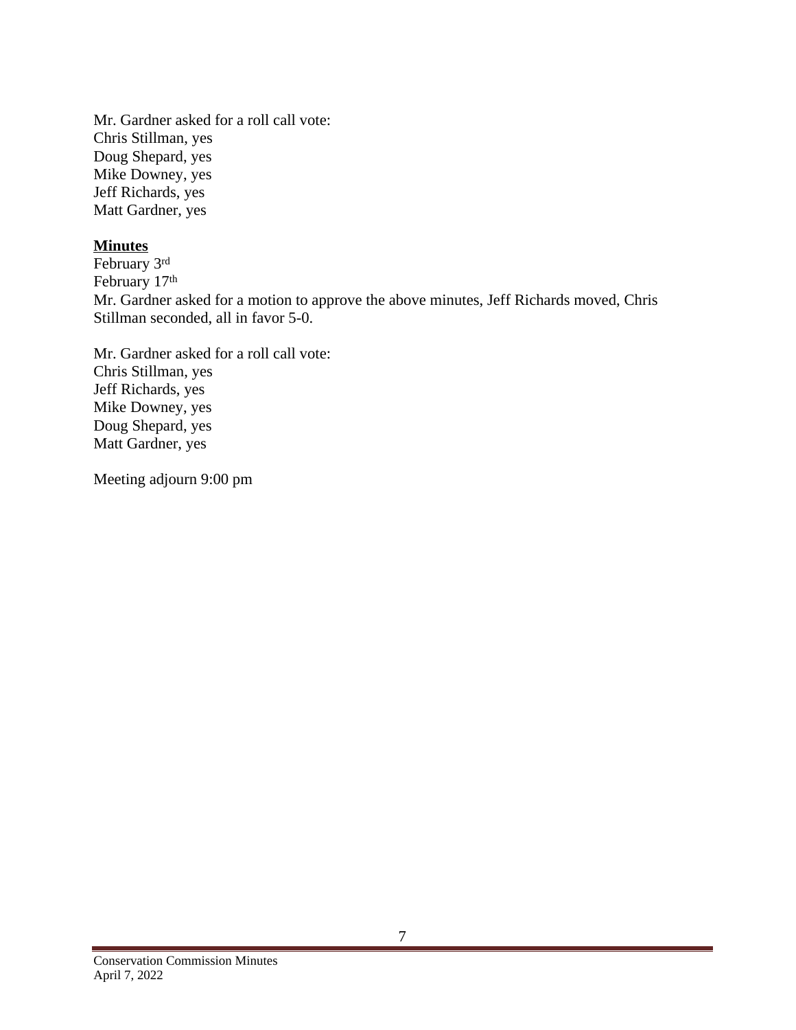Mr. Gardner asked for a roll call vote:
Chris Stillman, yes
Doug Shepard, yes
Mike Downey, yes
Jeff Richards, yes
Matt Gardner, yes

**Minutes**

February 3rd
February 17th
Mr. Gardner asked for a motion to approve the above minutes, Jeff Richards moved, Chris Stillman seconded, all in favor 5-0.

Mr. Gardner asked for a roll call vote:
Chris Stillman, yes
Jeff Richards, yes
Mike Downey, yes
Doug Shepard, yes
Matt Gardner, yes

Meeting adjourn 9:00 pm